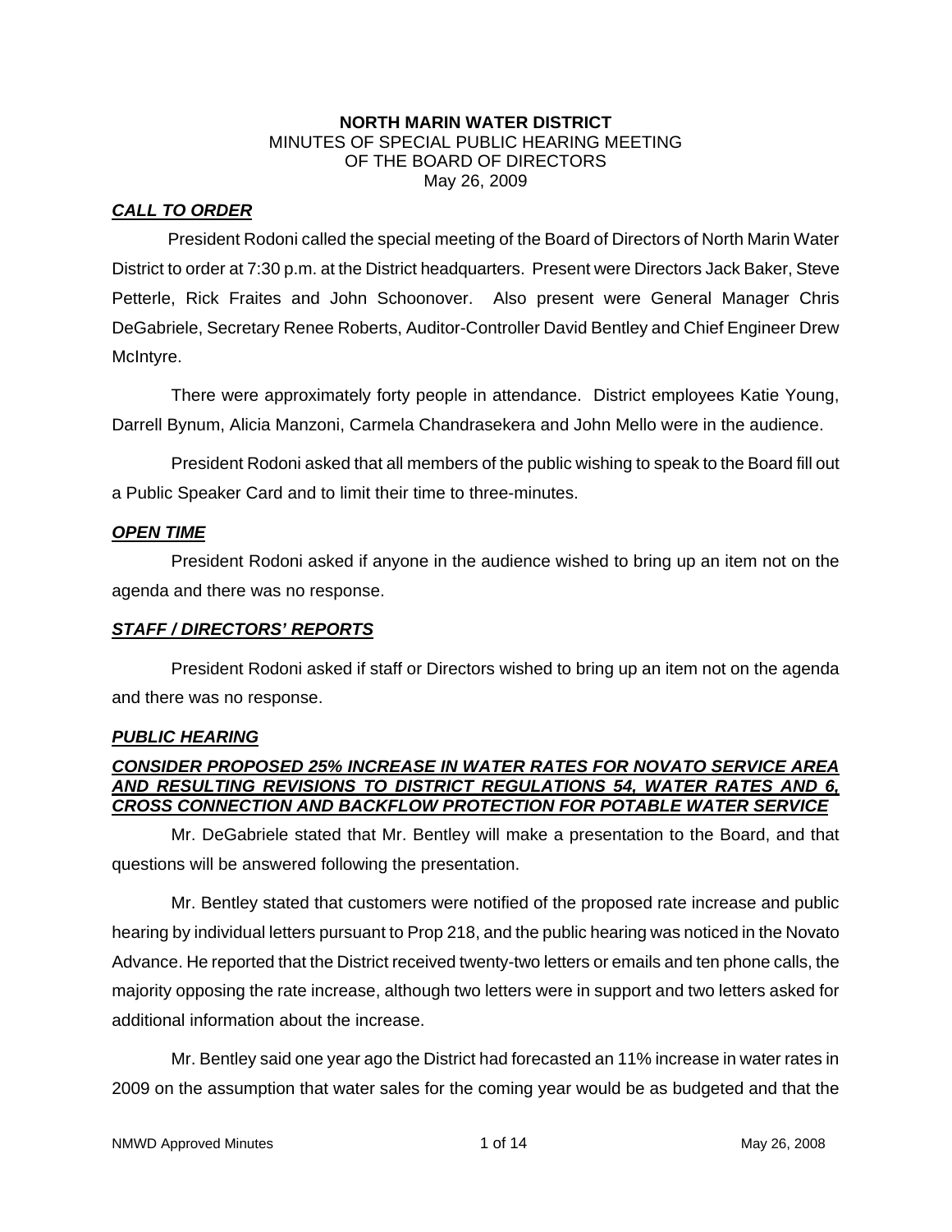**NORTH MARIN WATER DISTRICT**
MINUTES OF SPECIAL PUBLIC HEARING MEETING
OF THE BOARD OF DIRECTORS
May 26, 2009

***CALL TO ORDER***

President Rodoni called the special meeting of the Board of Directors of North Marin Water District to order at 7:30 p.m. at the District headquarters. Present were Directors Jack Baker, Steve Petterle, Rick Fraites and John Schoonover. Also present were General Manager Chris DeGabriele, Secretary Renee Roberts, Auditor-Controller David Bentley and Chief Engineer Drew McIntyre.

There were approximately forty people in attendance. District employees Katie Young, Darrell Bynum, Alicia Manzoni, Carmela Chandrasekera and John Mello were in the audience.

President Rodoni asked that all members of the public wishing to speak to the Board fill out a Public Speaker Card and to limit their time to three-minutes.

***OPEN TIME***

President Rodoni asked if anyone in the audience wished to bring up an item not on the agenda and there was no response.

***STAFF / DIRECTORS' REPORTS***

President Rodoni asked if staff or Directors wished to bring up an item not on the agenda and there was no response.

***PUBLIC HEARING***

***CONSIDER PROPOSED 25% INCREASE IN WATER RATES FOR NOVATO SERVICE AREA AND RESULTING REVISIONS TO DISTRICT REGULATIONS 54, WATER RATES AND 6, CROSS CONNECTION AND BACKFLOW PROTECTION FOR POTABLE WATER SERVICE***

Mr. DeGabriele stated that Mr. Bentley will make a presentation to the Board, and that questions will be answered following the presentation.

Mr. Bentley stated that customers were notified of the proposed rate increase and public hearing by individual letters pursuant to Prop 218, and the public hearing was noticed in the Novato Advance. He reported that the District received twenty-two letters or emails and ten phone calls, the majority opposing the rate increase, although two letters were in support and two letters asked for additional information about the increase.

Mr. Bentley said one year ago the District had forecasted an 11% increase in water rates in 2009 on the assumption that water sales for the coming year would be as budgeted and that the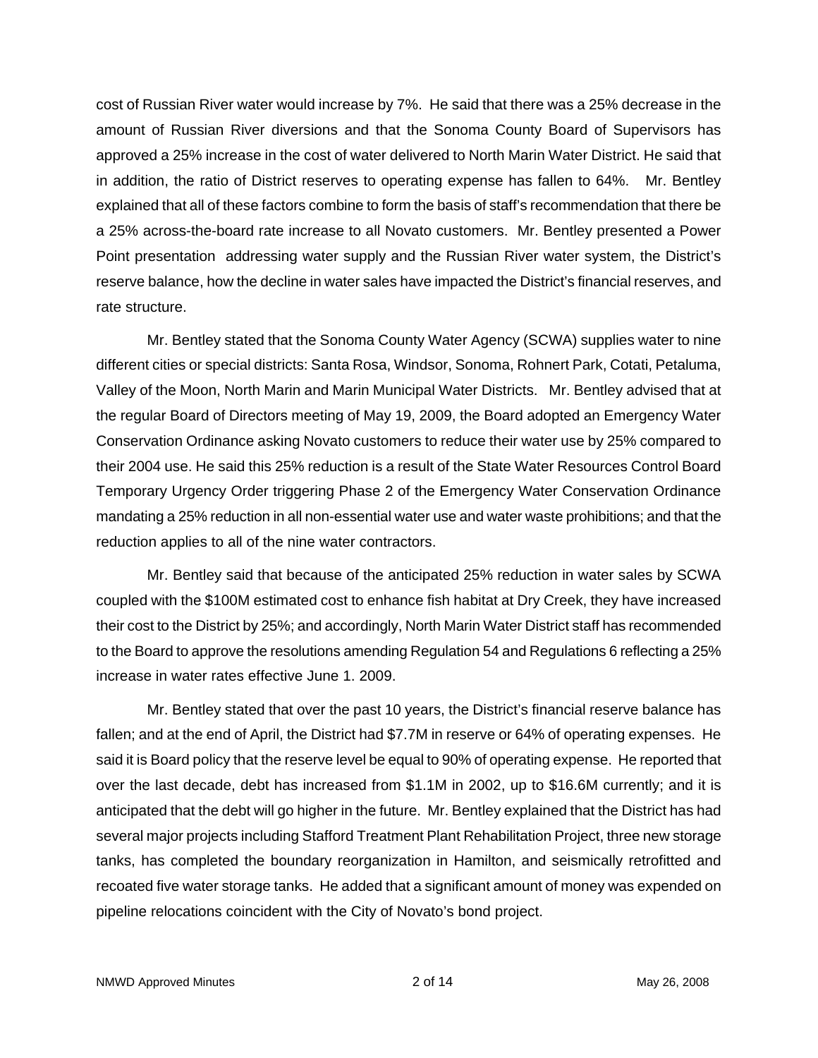cost of Russian River water would increase by 7%. He said that there was a 25% decrease in the amount of Russian River diversions and that the Sonoma County Board of Supervisors has approved a 25% increase in the cost of water delivered to North Marin Water District. He said that in addition, the ratio of District reserves to operating expense has fallen to 64%. Mr. Bentley explained that all of these factors combine to form the basis of staff's recommendation that there be a 25% across-the-board rate increase to all Novato customers. Mr. Bentley presented a Power Point presentation addressing water supply and the Russian River water system, the District's reserve balance, how the decline in water sales have impacted the District's financial reserves, and rate structure.

Mr. Bentley stated that the Sonoma County Water Agency (SCWA) supplies water to nine different cities or special districts: Santa Rosa, Windsor, Sonoma, Rohnert Park, Cotati, Petaluma, Valley of the Moon, North Marin and Marin Municipal Water Districts. Mr. Bentley advised that at the regular Board of Directors meeting of May 19, 2009, the Board adopted an Emergency Water Conservation Ordinance asking Novato customers to reduce their water use by 25% compared to their 2004 use. He said this 25% reduction is a result of the State Water Resources Control Board Temporary Urgency Order triggering Phase 2 of the Emergency Water Conservation Ordinance mandating a 25% reduction in all non-essential water use and water waste prohibitions; and that the reduction applies to all of the nine water contractors.

Mr. Bentley said that because of the anticipated 25% reduction in water sales by SCWA coupled with the $100M estimated cost to enhance fish habitat at Dry Creek, they have increased their cost to the District by 25%; and accordingly, North Marin Water District staff has recommended to the Board to approve the resolutions amending Regulation 54 and Regulations 6 reflecting a 25% increase in water rates effective June 1. 2009.

Mr. Bentley stated that over the past 10 years, the District's financial reserve balance has fallen; and at the end of April, the District had $7.7M in reserve or 64% of operating expenses. He said it is Board policy that the reserve level be equal to 90% of operating expense. He reported that over the last decade, debt has increased from $1.1M in 2002, up to $16.6M currently; and it is anticipated that the debt will go higher in the future. Mr. Bentley explained that the District has had several major projects including Stafford Treatment Plant Rehabilitation Project, three new storage tanks, has completed the boundary reorganization in Hamilton, and seismically retrofitted and recoated five water storage tanks. He added that a significant amount of money was expended on pipeline relocations coincident with the City of Novato's bond project.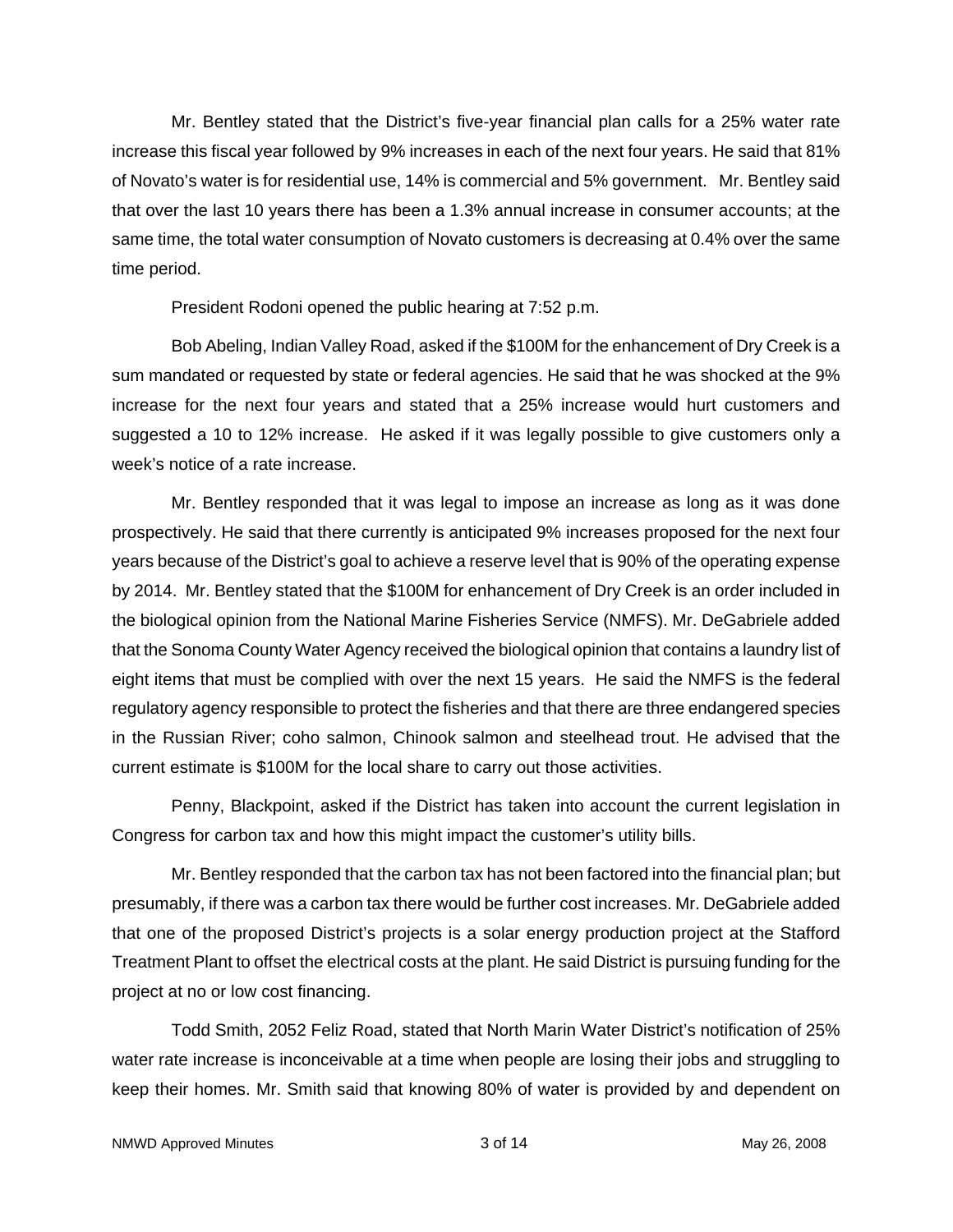Mr. Bentley stated that the District's five-year financial plan calls for a 25% water rate increase this fiscal year followed by 9% increases in each of the next four years. He said that 81% of Novato's water is for residential use, 14% is commercial and 5% government. Mr. Bentley said that over the last 10 years there has been a 1.3% annual increase in consumer accounts; at the same time, the total water consumption of Novato customers is decreasing at 0.4% over the same time period.

President Rodoni opened the public hearing at 7:52 p.m.

Bob Abeling, Indian Valley Road, asked if the $100M for the enhancement of Dry Creek is a sum mandated or requested by state or federal agencies. He said that he was shocked at the 9% increase for the next four years and stated that a 25% increase would hurt customers and suggested a 10 to 12% increase. He asked if it was legally possible to give customers only a week's notice of a rate increase.

Mr. Bentley responded that it was legal to impose an increase as long as it was done prospectively. He said that there currently is anticipated 9% increases proposed for the next four years because of the District's goal to achieve a reserve level that is 90% of the operating expense by 2014. Mr. Bentley stated that the $100M for enhancement of Dry Creek is an order included in the biological opinion from the National Marine Fisheries Service (NMFS). Mr. DeGabriele added that the Sonoma County Water Agency received the biological opinion that contains a laundry list of eight items that must be complied with over the next 15 years. He said the NMFS is the federal regulatory agency responsible to protect the fisheries and that there are three endangered species in the Russian River; coho salmon, Chinook salmon and steelhead trout. He advised that the current estimate is $100M for the local share to carry out those activities.

Penny, Blackpoint, asked if the District has taken into account the current legislation in Congress for carbon tax and how this might impact the customer's utility bills.

Mr. Bentley responded that the carbon tax has not been factored into the financial plan; but presumably, if there was a carbon tax there would be further cost increases. Mr. DeGabriele added that one of the proposed District's projects is a solar energy production project at the Stafford Treatment Plant to offset the electrical costs at the plant. He said District is pursuing funding for the project at no or low cost financing.

Todd Smith, 2052 Feliz Road, stated that North Marin Water District's notification of 25% water rate increase is inconceivable at a time when people are losing their jobs and struggling to keep their homes. Mr. Smith said that knowing 80% of water is provided by and dependent on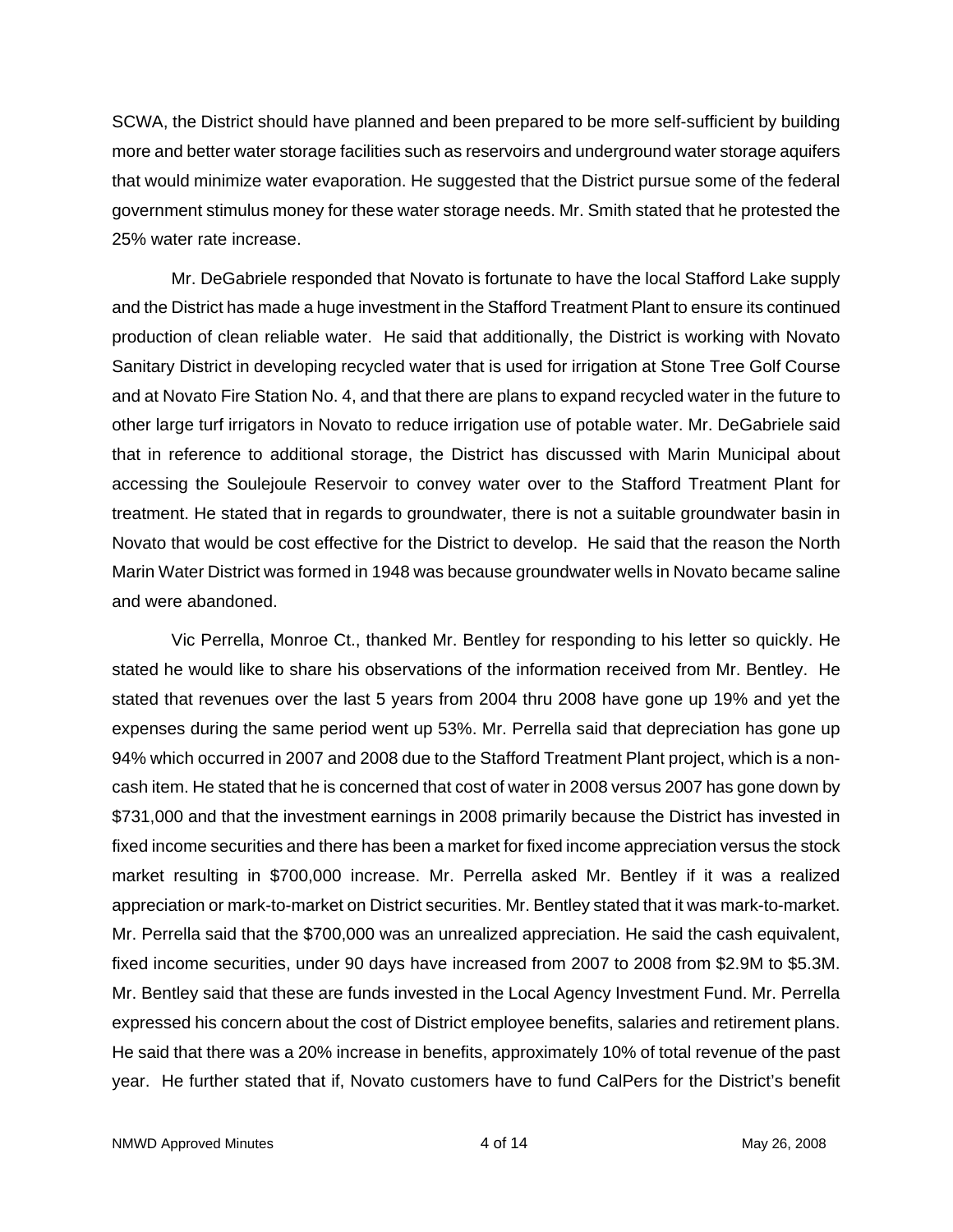SCWA, the District should have planned and been prepared to be more self-sufficient by building more and better water storage facilities such as reservoirs and underground water storage aquifers that would minimize water evaporation. He suggested that the District pursue some of the federal government stimulus money for these water storage needs. Mr. Smith stated that he protested the 25% water rate increase.

Mr. DeGabriele responded that Novato is fortunate to have the local Stafford Lake supply and the District has made a huge investment in the Stafford Treatment Plant to ensure its continued production of clean reliable water. He said that additionally, the District is working with Novato Sanitary District in developing recycled water that is used for irrigation at Stone Tree Golf Course and at Novato Fire Station No. 4, and that there are plans to expand recycled water in the future to other large turf irrigators in Novato to reduce irrigation use of potable water. Mr. DeGabriele said that in reference to additional storage, the District has discussed with Marin Municipal about accessing the Soulejoule Reservoir to convey water over to the Stafford Treatment Plant for treatment. He stated that in regards to groundwater, there is not a suitable groundwater basin in Novato that would be cost effective for the District to develop. He said that the reason the North Marin Water District was formed in 1948 was because groundwater wells in Novato became saline and were abandoned.

Vic Perrella, Monroe Ct., thanked Mr. Bentley for responding to his letter so quickly. He stated he would like to share his observations of the information received from Mr. Bentley. He stated that revenues over the last 5 years from 2004 thru 2008 have gone up 19% and yet the expenses during the same period went up 53%. Mr. Perrella said that depreciation has gone up 94% which occurred in 2007 and 2008 due to the Stafford Treatment Plant project, which is a non-cash item. He stated that he is concerned that cost of water in 2008 versus 2007 has gone down by $731,000 and that the investment earnings in 2008 primarily because the District has invested in fixed income securities and there has been a market for fixed income appreciation versus the stock market resulting in $700,000 increase. Mr. Perrella asked Mr. Bentley if it was a realized appreciation or mark-to-market on District securities. Mr. Bentley stated that it was mark-to-market. Mr. Perrella said that the $700,000 was an unrealized appreciation. He said the cash equivalent, fixed income securities, under 90 days have increased from 2007 to 2008 from $2.9M to $5.3M. Mr. Bentley said that these are funds invested in the Local Agency Investment Fund. Mr. Perrella expressed his concern about the cost of District employee benefits, salaries and retirement plans. He said that there was a 20% increase in benefits, approximately 10% of total revenue of the past year. He further stated that if, Novato customers have to fund CalPers for the District's benefit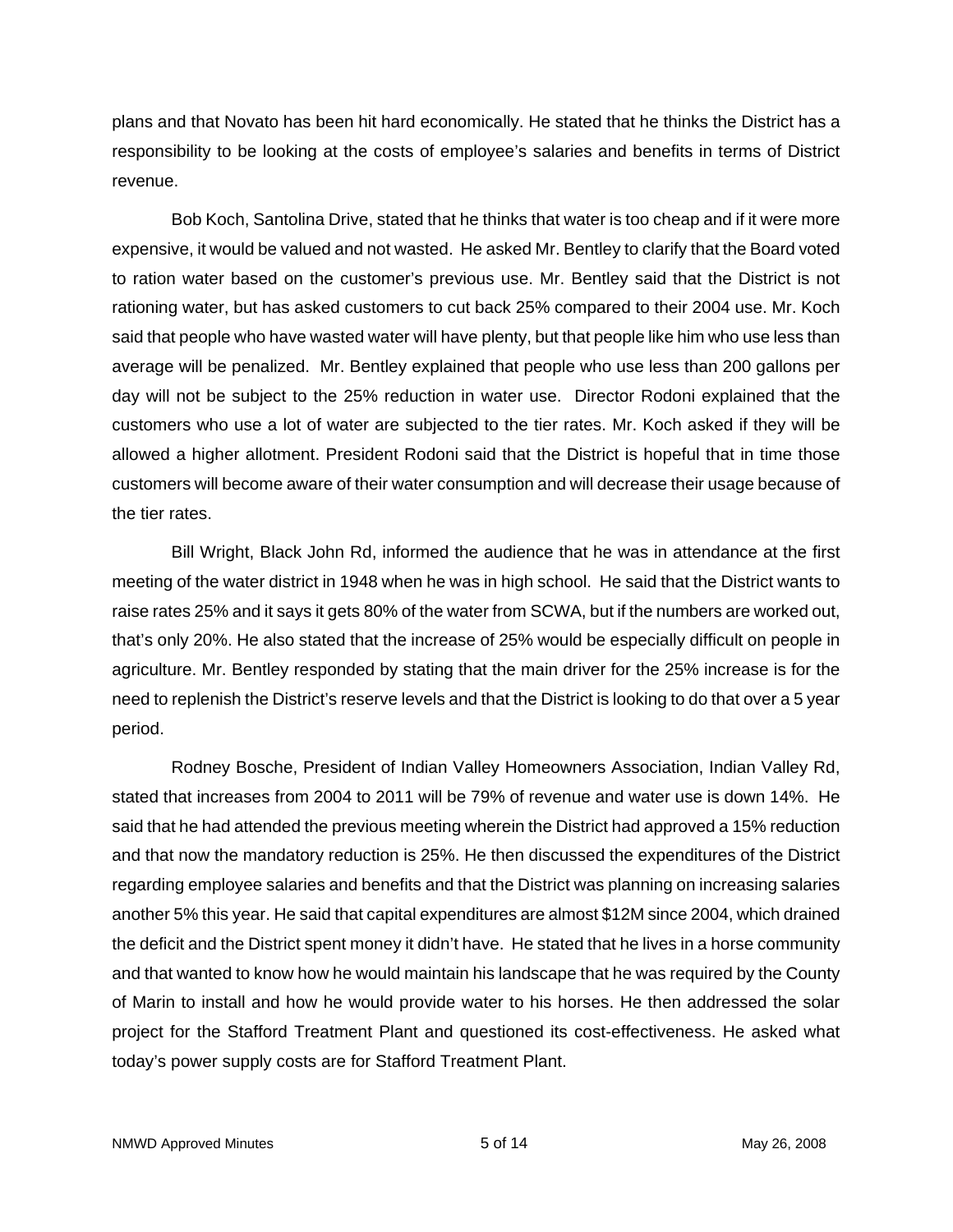plans and that Novato has been hit hard economically. He stated that he thinks the District has a responsibility to be looking at the costs of employee's salaries and benefits in terms of District revenue.

Bob Koch, Santolina Drive, stated that he thinks that water is too cheap and if it were more expensive, it would be valued and not wasted. He asked Mr. Bentley to clarify that the Board voted to ration water based on the customer's previous use. Mr. Bentley said that the District is not rationing water, but has asked customers to cut back 25% compared to their 2004 use. Mr. Koch said that people who have wasted water will have plenty, but that people like him who use less than average will be penalized. Mr. Bentley explained that people who use less than 200 gallons per day will not be subject to the 25% reduction in water use. Director Rodoni explained that the customers who use a lot of water are subjected to the tier rates. Mr. Koch asked if they will be allowed a higher allotment. President Rodoni said that the District is hopeful that in time those customers will become aware of their water consumption and will decrease their usage because of the tier rates.

Bill Wright, Black John Rd, informed the audience that he was in attendance at the first meeting of the water district in 1948 when he was in high school. He said that the District wants to raise rates 25% and it says it gets 80% of the water from SCWA, but if the numbers are worked out, that's only 20%. He also stated that the increase of 25% would be especially difficult on people in agriculture. Mr. Bentley responded by stating that the main driver for the 25% increase is for the need to replenish the District's reserve levels and that the District is looking to do that over a 5 year period.

Rodney Bosche, President of Indian Valley Homeowners Association, Indian Valley Rd, stated that increases from 2004 to 2011 will be 79% of revenue and water use is down 14%. He said that he had attended the previous meeting wherein the District had approved a 15% reduction and that now the mandatory reduction is 25%. He then discussed the expenditures of the District regarding employee salaries and benefits and that the District was planning on increasing salaries another 5% this year. He said that capital expenditures are almost $12M since 2004, which drained the deficit and the District spent money it didn't have. He stated that he lives in a horse community and that wanted to know how he would maintain his landscape that he was required by the County of Marin to install and how he would provide water to his horses. He then addressed the solar project for the Stafford Treatment Plant and questioned its cost-effectiveness. He asked what today's power supply costs are for Stafford Treatment Plant.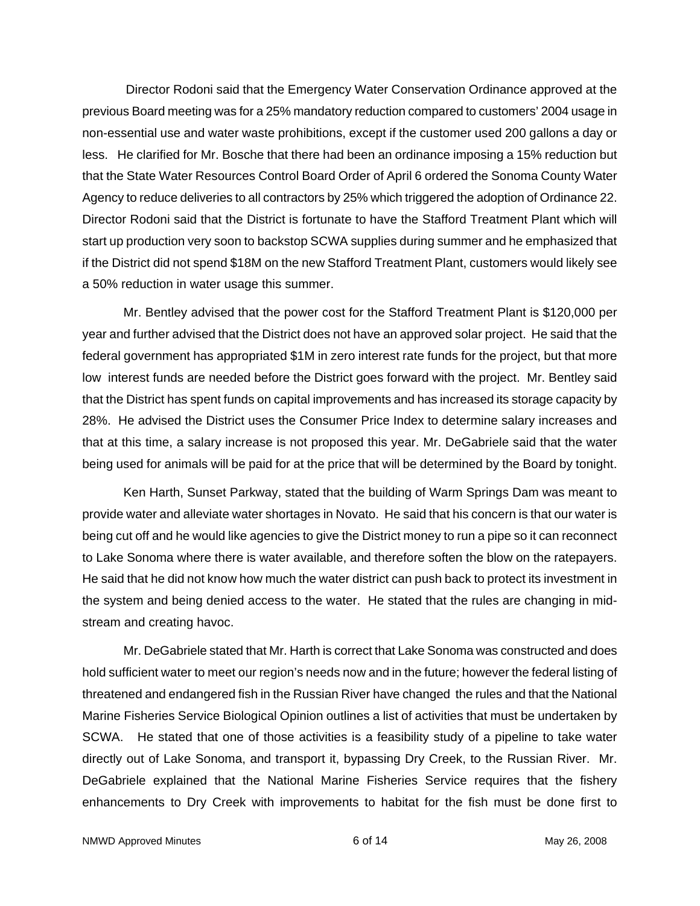Director Rodoni said that the Emergency Water Conservation Ordinance approved at the previous Board meeting was for a 25% mandatory reduction compared to customers' 2004 usage in non-essential use and water waste prohibitions, except if the customer used 200 gallons a day or less. He clarified for Mr. Bosche that there had been an ordinance imposing a 15% reduction but that the State Water Resources Control Board Order of April 6 ordered the Sonoma County Water Agency to reduce deliveries to all contractors by 25% which triggered the adoption of Ordinance 22. Director Rodoni said that the District is fortunate to have the Stafford Treatment Plant which will start up production very soon to backstop SCWA supplies during summer and he emphasized that if the District did not spend $18M on the new Stafford Treatment Plant, customers would likely see a 50% reduction in water usage this summer.

Mr. Bentley advised that the power cost for the Stafford Treatment Plant is $120,000 per year and further advised that the District does not have an approved solar project. He said that the federal government has appropriated $1M in zero interest rate funds for the project, but that more low interest funds are needed before the District goes forward with the project. Mr. Bentley said that the District has spent funds on capital improvements and has increased its storage capacity by 28%. He advised the District uses the Consumer Price Index to determine salary increases and that at this time, a salary increase is not proposed this year. Mr. DeGabriele said that the water being used for animals will be paid for at the price that will be determined by the Board by tonight.

Ken Harth, Sunset Parkway, stated that the building of Warm Springs Dam was meant to provide water and alleviate water shortages in Novato. He said that his concern is that our water is being cut off and he would like agencies to give the District money to run a pipe so it can reconnect to Lake Sonoma where there is water available, and therefore soften the blow on the ratepayers. He said that he did not know how much the water district can push back to protect its investment in the system and being denied access to the water. He stated that the rules are changing in mid-stream and creating havoc.

Mr. DeGabriele stated that Mr. Harth is correct that Lake Sonoma was constructed and does hold sufficient water to meet our region's needs now and in the future; however the federal listing of threatened and endangered fish in the Russian River have changed the rules and that the National Marine Fisheries Service Biological Opinion outlines a list of activities that must be undertaken by SCWA. He stated that one of those activities is a feasibility study of a pipeline to take water directly out of Lake Sonoma, and transport it, bypassing Dry Creek, to the Russian River. Mr. DeGabriele explained that the National Marine Fisheries Service requires that the fishery enhancements to Dry Creek with improvements to habitat for the fish must be done first to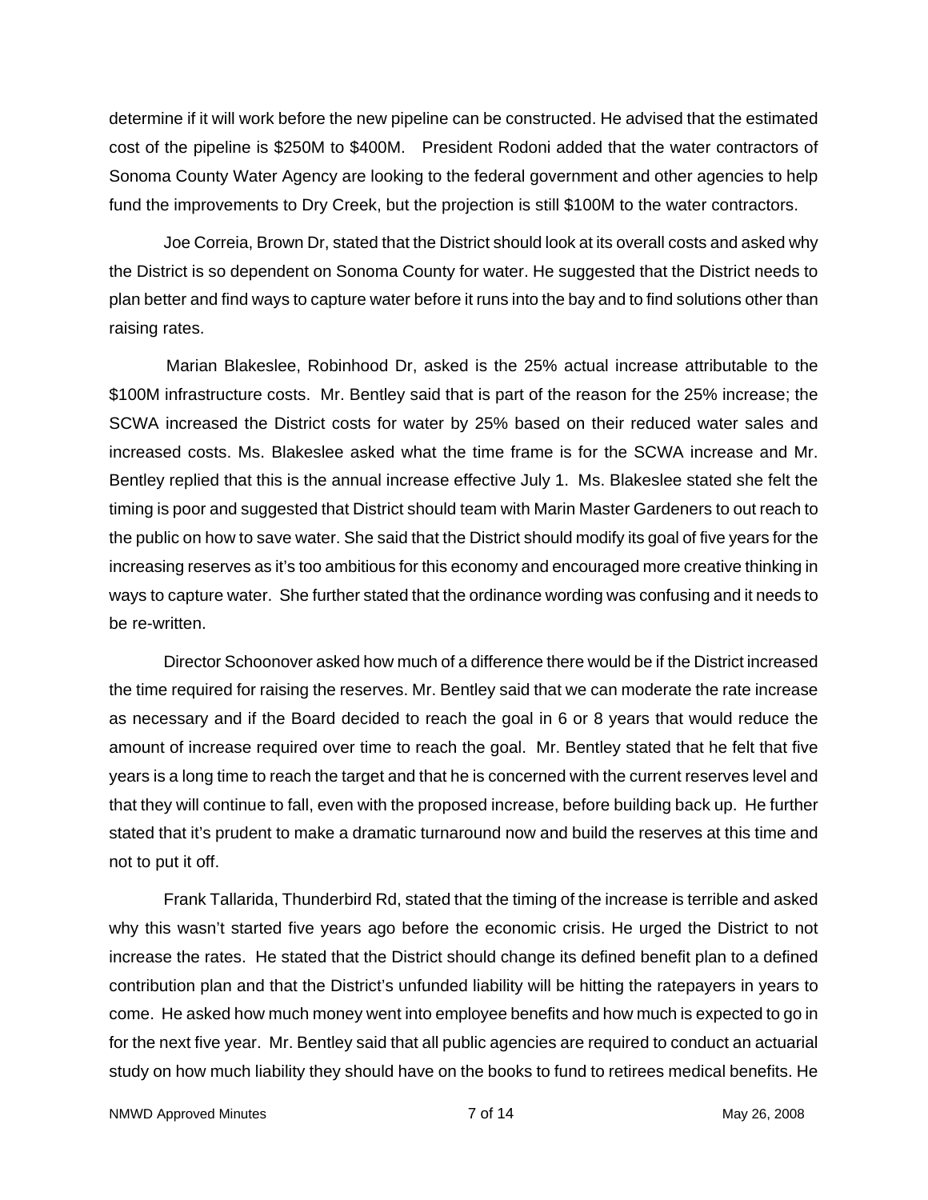determine if it will work before the new pipeline can be constructed. He advised that the estimated cost of the pipeline is $250M to $400M. President Rodoni added that the water contractors of Sonoma County Water Agency are looking to the federal government and other agencies to help fund the improvements to Dry Creek, but the projection is still $100M to the water contractors.

Joe Correia, Brown Dr, stated that the District should look at its overall costs and asked why the District is so dependent on Sonoma County for water. He suggested that the District needs to plan better and find ways to capture water before it runs into the bay and to find solutions other than raising rates.

Marian Blakeslee, Robinhood Dr, asked is the 25% actual increase attributable to the $100M infrastructure costs. Mr. Bentley said that is part of the reason for the 25% increase; the SCWA increased the District costs for water by 25% based on their reduced water sales and increased costs. Ms. Blakeslee asked what the time frame is for the SCWA increase and Mr. Bentley replied that this is the annual increase effective July 1. Ms. Blakeslee stated she felt the timing is poor and suggested that District should team with Marin Master Gardeners to out reach to the public on how to save water. She said that the District should modify its goal of five years for the increasing reserves as it's too ambitious for this economy and encouraged more creative thinking in ways to capture water. She further stated that the ordinance wording was confusing and it needs to be re-written.

Director Schoonover asked how much of a difference there would be if the District increased the time required for raising the reserves. Mr. Bentley said that we can moderate the rate increase as necessary and if the Board decided to reach the goal in 6 or 8 years that would reduce the amount of increase required over time to reach the goal. Mr. Bentley stated that he felt that five years is a long time to reach the target and that he is concerned with the current reserves level and that they will continue to fall, even with the proposed increase, before building back up. He further stated that it's prudent to make a dramatic turnaround now and build the reserves at this time and not to put it off.

Frank Tallarida, Thunderbird Rd, stated that the timing of the increase is terrible and asked why this wasn't started five years ago before the economic crisis. He urged the District to not increase the rates. He stated that the District should change its defined benefit plan to a defined contribution plan and that the District's unfunded liability will be hitting the ratepayers in years to come. He asked how much money went into employee benefits and how much is expected to go in for the next five year. Mr. Bentley said that all public agencies are required to conduct an actuarial study on how much liability they should have on the books to fund to retirees medical benefits. He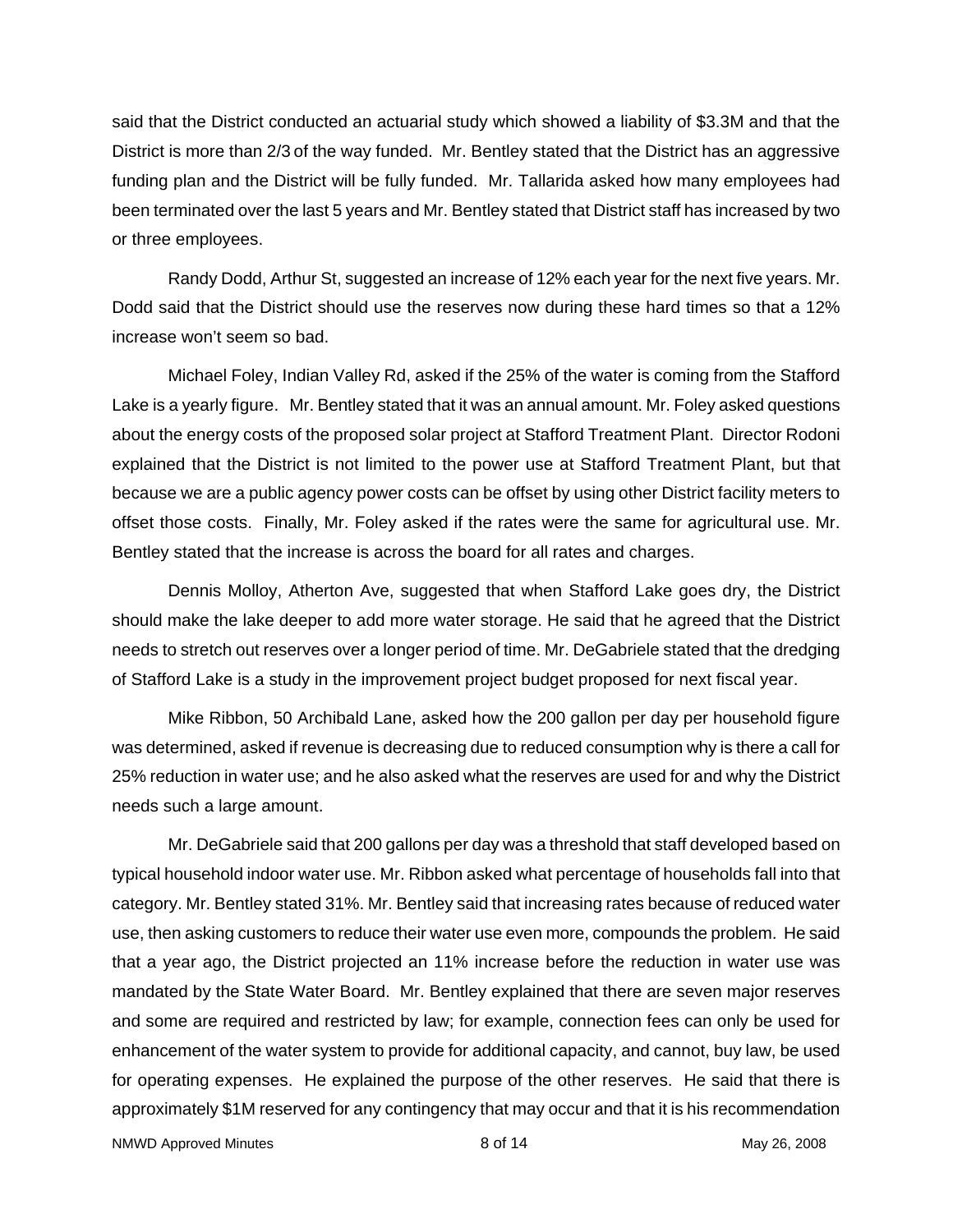said that the District conducted an actuarial study which showed a liability of $3.3M and that the District is more than 2/3 of the way funded. Mr. Bentley stated that the District has an aggressive funding plan and the District will be fully funded. Mr. Tallarida asked how many employees had been terminated over the last 5 years and Mr. Bentley stated that District staff has increased by two or three employees.

Randy Dodd, Arthur St, suggested an increase of 12% each year for the next five years. Mr. Dodd said that the District should use the reserves now during these hard times so that a 12% increase won't seem so bad.

Michael Foley, Indian Valley Rd, asked if the 25% of the water is coming from the Stafford Lake is a yearly figure. Mr. Bentley stated that it was an annual amount. Mr. Foley asked questions about the energy costs of the proposed solar project at Stafford Treatment Plant. Director Rodoni explained that the District is not limited to the power use at Stafford Treatment Plant, but that because we are a public agency power costs can be offset by using other District facility meters to offset those costs. Finally, Mr. Foley asked if the rates were the same for agricultural use. Mr. Bentley stated that the increase is across the board for all rates and charges.

Dennis Molloy, Atherton Ave, suggested that when Stafford Lake goes dry, the District should make the lake deeper to add more water storage. He said that he agreed that the District needs to stretch out reserves over a longer period of time. Mr. DeGabriele stated that the dredging of Stafford Lake is a study in the improvement project budget proposed for next fiscal year.

Mike Ribbon, 50 Archibald Lane, asked how the 200 gallon per day per household figure was determined, asked if revenue is decreasing due to reduced consumption why is there a call for 25% reduction in water use; and he also asked what the reserves are used for and why the District needs such a large amount.

Mr. DeGabriele said that 200 gallons per day was a threshold that staff developed based on typical household indoor water use. Mr. Ribbon asked what percentage of households fall into that category. Mr. Bentley stated 31%. Mr. Bentley said that increasing rates because of reduced water use, then asking customers to reduce their water use even more, compounds the problem. He said that a year ago, the District projected an 11% increase before the reduction in water use was mandated by the State Water Board. Mr. Bentley explained that there are seven major reserves and some are required and restricted by law; for example, connection fees can only be used for enhancement of the water system to provide for additional capacity, and cannot, buy law, be used for operating expenses. He explained the purpose of the other reserves. He said that there is approximately $1M reserved for any contingency that may occur and that it is his recommendation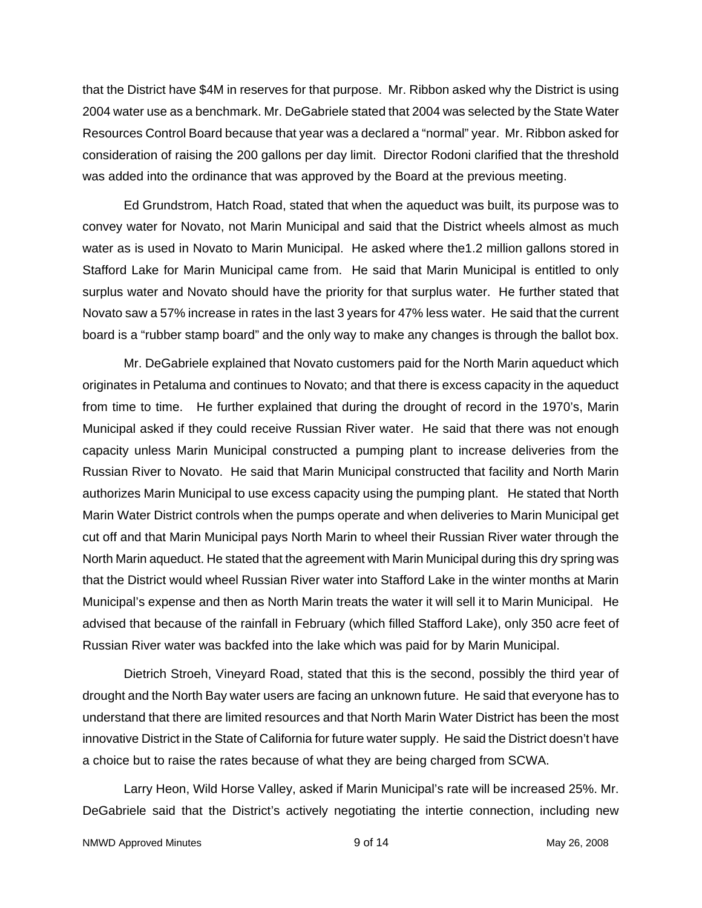that the District have $4M in reserves for that purpose. Mr. Ribbon asked why the District is using 2004 water use as a benchmark. Mr. DeGabriele stated that 2004 was selected by the State Water Resources Control Board because that year was a declared a "normal" year. Mr. Ribbon asked for consideration of raising the 200 gallons per day limit. Director Rodoni clarified that the threshold was added into the ordinance that was approved by the Board at the previous meeting.

Ed Grundstrom, Hatch Road, stated that when the aqueduct was built, its purpose was to convey water for Novato, not Marin Municipal and said that the District wheels almost as much water as is used in Novato to Marin Municipal. He asked where the1.2 million gallons stored in Stafford Lake for Marin Municipal came from. He said that Marin Municipal is entitled to only surplus water and Novato should have the priority for that surplus water. He further stated that Novato saw a 57% increase in rates in the last 3 years for 47% less water. He said that the current board is a "rubber stamp board" and the only way to make any changes is through the ballot box.

Mr. DeGabriele explained that Novato customers paid for the North Marin aqueduct which originates in Petaluma and continues to Novato; and that there is excess capacity in the aqueduct from time to time. He further explained that during the drought of record in the 1970's, Marin Municipal asked if they could receive Russian River water. He said that there was not enough capacity unless Marin Municipal constructed a pumping plant to increase deliveries from the Russian River to Novato. He said that Marin Municipal constructed that facility and North Marin authorizes Marin Municipal to use excess capacity using the pumping plant. He stated that North Marin Water District controls when the pumps operate and when deliveries to Marin Municipal get cut off and that Marin Municipal pays North Marin to wheel their Russian River water through the North Marin aqueduct. He stated that the agreement with Marin Municipal during this dry spring was that the District would wheel Russian River water into Stafford Lake in the winter months at Marin Municipal's expense and then as North Marin treats the water it will sell it to Marin Municipal. He advised that because of the rainfall in February (which filled Stafford Lake), only 350 acre feet of Russian River water was backfed into the lake which was paid for by Marin Municipal.

Dietrich Stroeh, Vineyard Road, stated that this is the second, possibly the third year of drought and the North Bay water users are facing an unknown future. He said that everyone has to understand that there are limited resources and that North Marin Water District has been the most innovative District in the State of California for future water supply. He said the District doesn't have a choice but to raise the rates because of what they are being charged from SCWA.

Larry Heon, Wild Horse Valley, asked if Marin Municipal's rate will be increased 25%. Mr. DeGabriele said that the District's actively negotiating the intertie connection, including new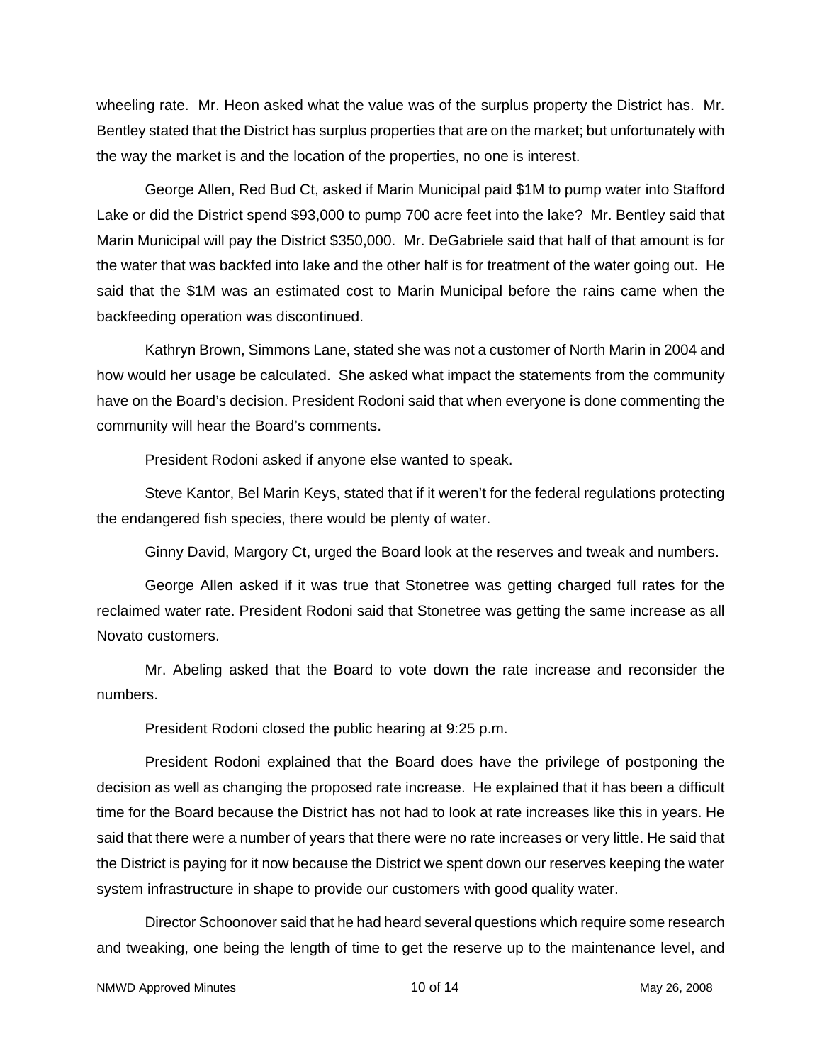wheeling rate. Mr. Heon asked what the value was of the surplus property the District has. Mr. Bentley stated that the District has surplus properties that are on the market; but unfortunately with the way the market is and the location of the properties, no one is interest.

George Allen, Red Bud Ct, asked if Marin Municipal paid $1M to pump water into Stafford Lake or did the District spend $93,000 to pump 700 acre feet into the lake? Mr. Bentley said that Marin Municipal will pay the District $350,000. Mr. DeGabriele said that half of that amount is for the water that was backfed into lake and the other half is for treatment of the water going out. He said that the $1M was an estimated cost to Marin Municipal before the rains came when the backfeeding operation was discontinued.

Kathryn Brown, Simmons Lane, stated she was not a customer of North Marin in 2004 and how would her usage be calculated. She asked what impact the statements from the community have on the Board's decision. President Rodoni said that when everyone is done commenting the community will hear the Board's comments.

President Rodoni asked if anyone else wanted to speak.

Steve Kantor, Bel Marin Keys, stated that if it weren't for the federal regulations protecting the endangered fish species, there would be plenty of water.

Ginny David, Margory Ct, urged the Board look at the reserves and tweak and numbers.

George Allen asked if it was true that Stonetree was getting charged full rates for the reclaimed water rate. President Rodoni said that Stonetree was getting the same increase as all Novato customers.

Mr. Abeling asked that the Board to vote down the rate increase and reconsider the numbers.

President Rodoni closed the public hearing at 9:25 p.m.

President Rodoni explained that the Board does have the privilege of postponing the decision as well as changing the proposed rate increase. He explained that it has been a difficult time for the Board because the District has not had to look at rate increases like this in years. He said that there were a number of years that there were no rate increases or very little. He said that the District is paying for it now because the District we spent down our reserves keeping the water system infrastructure in shape to provide our customers with good quality water.

Director Schoonover said that he had heard several questions which require some research and tweaking, one being the length of time to get the reserve up to the maintenance level, and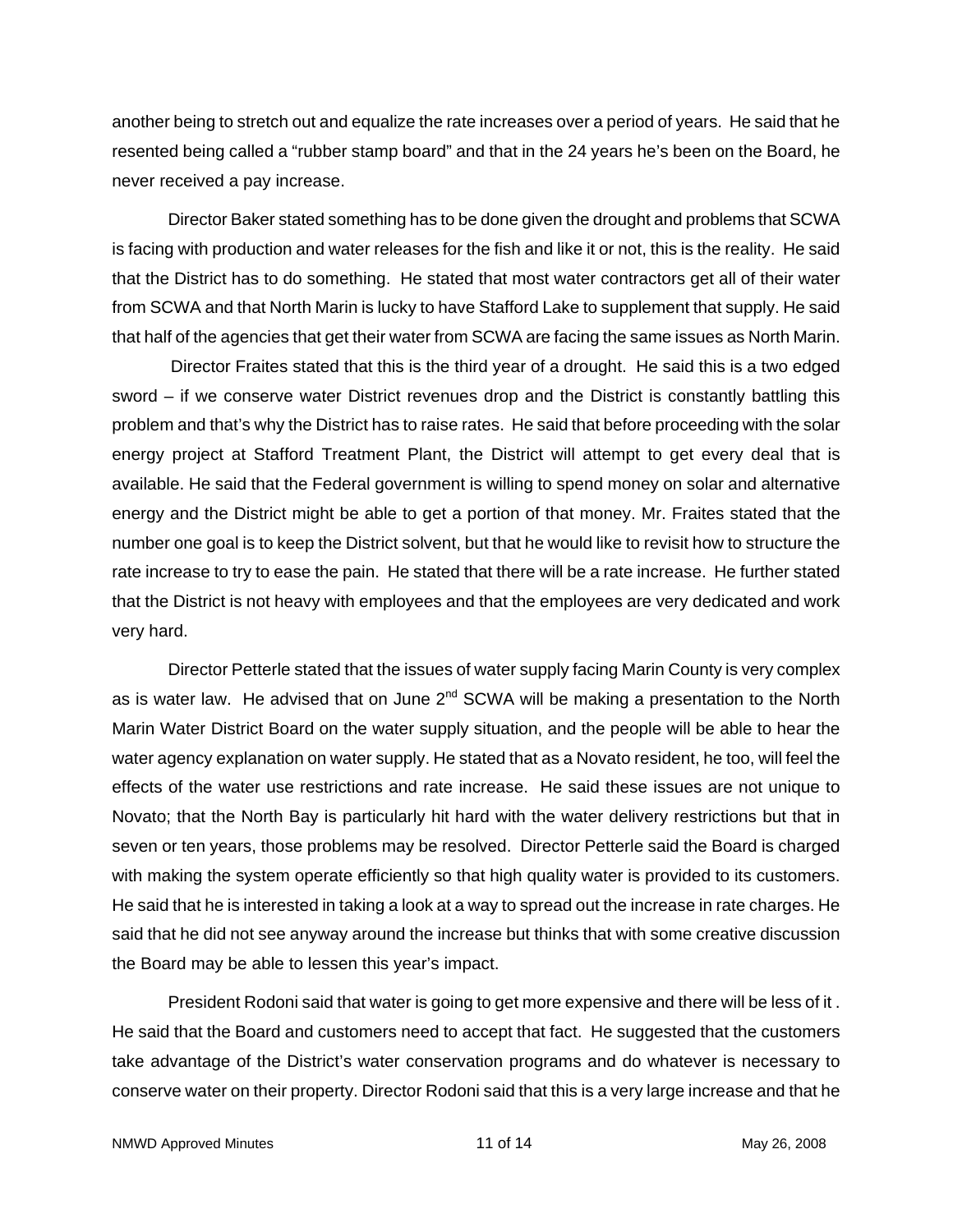another being to stretch out and equalize the rate increases over a period of years. He said that he resented being called a "rubber stamp board" and that in the 24 years he's been on the Board, he never received a pay increase.

Director Baker stated something has to be done given the drought and problems that SCWA is facing with production and water releases for the fish and like it or not, this is the reality. He said that the District has to do something. He stated that most water contractors get all of their water from SCWA and that North Marin is lucky to have Stafford Lake to supplement that supply. He said that half of the agencies that get their water from SCWA are facing the same issues as North Marin.

Director Fraites stated that this is the third year of a drought. He said this is a two edged sword – if we conserve water District revenues drop and the District is constantly battling this problem and that's why the District has to raise rates. He said that before proceeding with the solar energy project at Stafford Treatment Plant, the District will attempt to get every deal that is available. He said that the Federal government is willing to spend money on solar and alternative energy and the District might be able to get a portion of that money. Mr. Fraites stated that the number one goal is to keep the District solvent, but that he would like to revisit how to structure the rate increase to try to ease the pain. He stated that there will be a rate increase. He further stated that the District is not heavy with employees and that the employees are very dedicated and work very hard.

Director Petterle stated that the issues of water supply facing Marin County is very complex as is water law. He advised that on June 2nd SCWA will be making a presentation to the North Marin Water District Board on the water supply situation, and the people will be able to hear the water agency explanation on water supply. He stated that as a Novato resident, he too, will feel the effects of the water use restrictions and rate increase. He said these issues are not unique to Novato; that the North Bay is particularly hit hard with the water delivery restrictions but that in seven or ten years, those problems may be resolved. Director Petterle said the Board is charged with making the system operate efficiently so that high quality water is provided to its customers. He said that he is interested in taking a look at a way to spread out the increase in rate charges. He said that he did not see anyway around the increase but thinks that with some creative discussion the Board may be able to lessen this year's impact.

President Rodoni said that water is going to get more expensive and there will be less of it . He said that the Board and customers need to accept that fact. He suggested that the customers take advantage of the District's water conservation programs and do whatever is necessary to conserve water on their property. Director Rodoni said that this is a very large increase and that he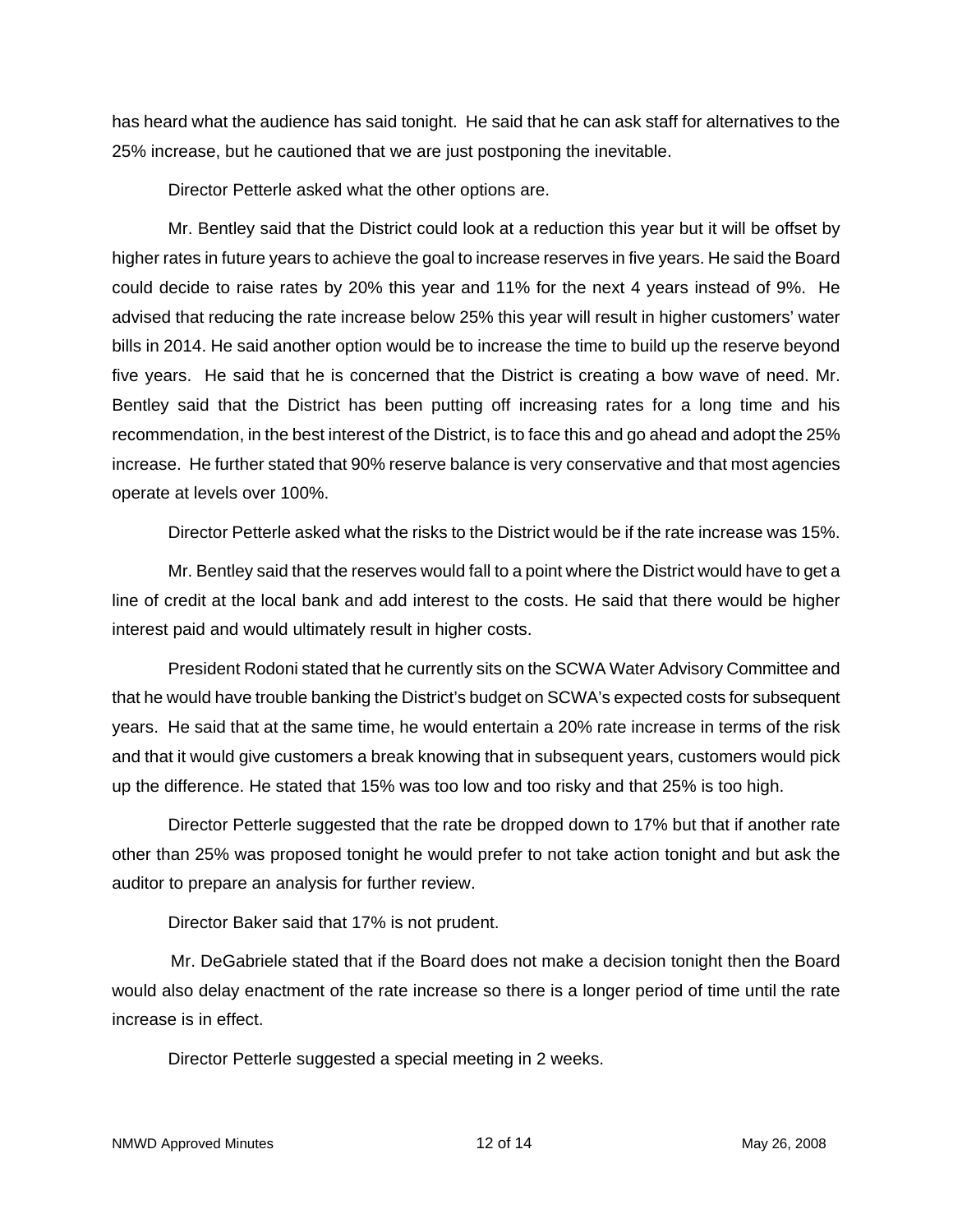has heard what the audience has said tonight. He said that he can ask staff for alternatives to the 25% increase, but he cautioned that we are just postponing the inevitable.

Director Petterle asked what the other options are.

Mr. Bentley said that the District could look at a reduction this year but it will be offset by higher rates in future years to achieve the goal to increase reserves in five years. He said the Board could decide to raise rates by 20% this year and 11% for the next 4 years instead of 9%. He advised that reducing the rate increase below 25% this year will result in higher customers' water bills in 2014. He said another option would be to increase the time to build up the reserve beyond five years. He said that he is concerned that the District is creating a bow wave of need. Mr. Bentley said that the District has been putting off increasing rates for a long time and his recommendation, in the best interest of the District, is to face this and go ahead and adopt the 25% increase. He further stated that 90% reserve balance is very conservative and that most agencies operate at levels over 100%.

Director Petterle asked what the risks to the District would be if the rate increase was 15%.

Mr. Bentley said that the reserves would fall to a point where the District would have to get a line of credit at the local bank and add interest to the costs. He said that there would be higher interest paid and would ultimately result in higher costs.

President Rodoni stated that he currently sits on the SCWA Water Advisory Committee and that he would have trouble banking the District's budget on SCWA's expected costs for subsequent years. He said that at the same time, he would entertain a 20% rate increase in terms of the risk and that it would give customers a break knowing that in subsequent years, customers would pick up the difference. He stated that 15% was too low and too risky and that 25% is too high.

Director Petterle suggested that the rate be dropped down to 17% but that if another rate other than 25% was proposed tonight he would prefer to not take action tonight and but ask the auditor to prepare an analysis for further review.

Director Baker said that 17% is not prudent.

Mr. DeGabriele stated that if the Board does not make a decision tonight then the Board would also delay enactment of the rate increase so there is a longer period of time until the rate increase is in effect.

Director Petterle suggested a special meeting in 2 weeks.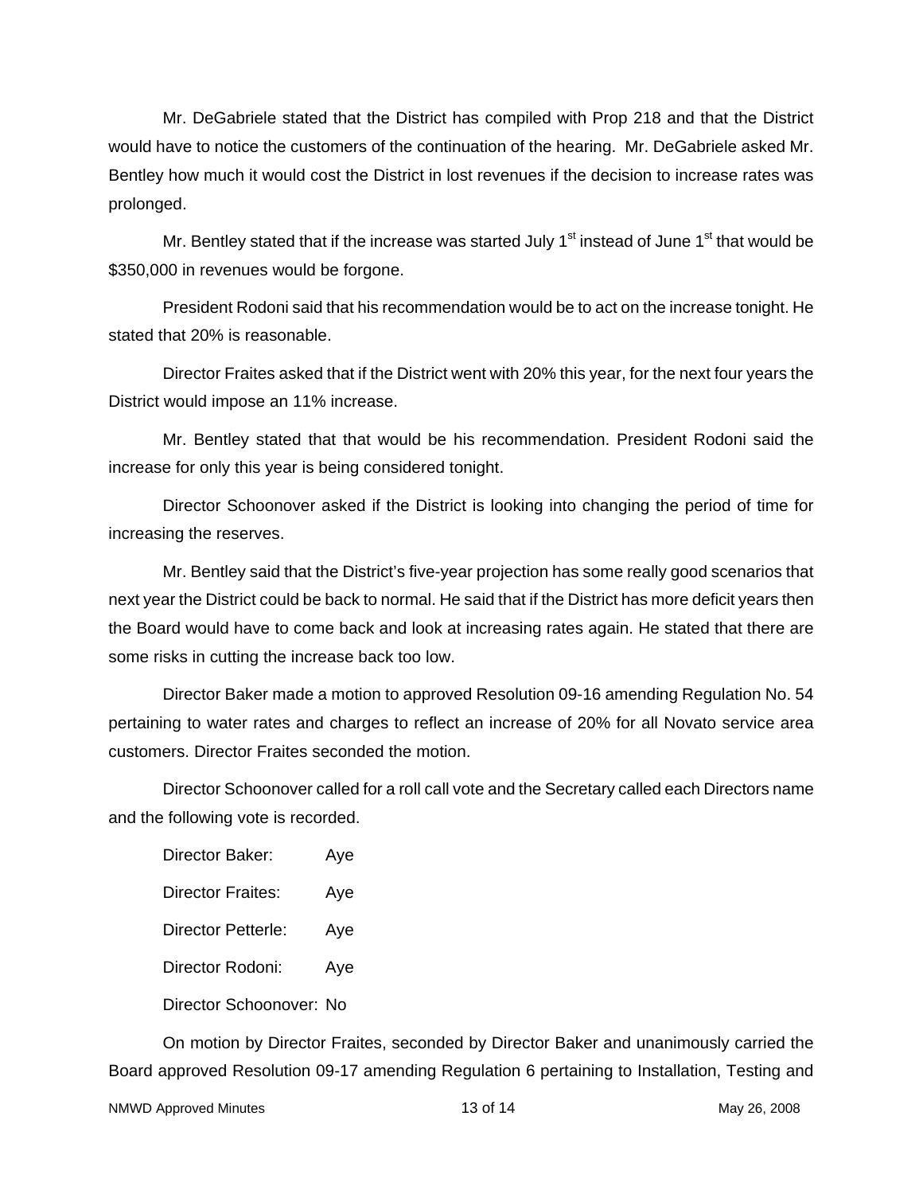Mr. DeGabriele stated that the District has compiled with Prop 218 and that the District would have to notice the customers of the continuation of the hearing. Mr. DeGabriele asked Mr. Bentley how much it would cost the District in lost revenues if the decision to increase rates was prolonged.

Mr. Bentley stated that if the increase was started July 1st instead of June 1st that would be $350,000 in revenues would be forgone.

President Rodoni said that his recommendation would be to act on the increase tonight. He stated that 20% is reasonable.

Director Fraites asked that if the District went with 20% this year, for the next four years the District would impose an 11% increase.

Mr. Bentley stated that that would be his recommendation. President Rodoni said the increase for only this year is being considered tonight.

Director Schoonover asked if the District is looking into changing the period of time for increasing the reserves.

Mr. Bentley said that the District's five-year projection has some really good scenarios that next year the District could be back to normal. He said that if the District has more deficit years then the Board would have to come back and look at increasing rates again. He stated that there are some risks in cutting the increase back too low.

Director Baker made a motion to approved Resolution 09-16 amending Regulation No. 54 pertaining to water rates and charges to reflect an increase of 20% for all Novato service area customers. Director Fraites seconded the motion.

Director Schoonover called for a roll call vote and the Secretary called each Directors name and the following vote is recorded.

Director Baker: Aye

Director Fraites: Aye

Director Petterle: Aye

Director Rodoni: Aye

Director Schoonover: No

On motion by Director Fraites, seconded by Director Baker and unanimously carried the Board approved Resolution 09-17 amending Regulation 6 pertaining to Installation, Testing and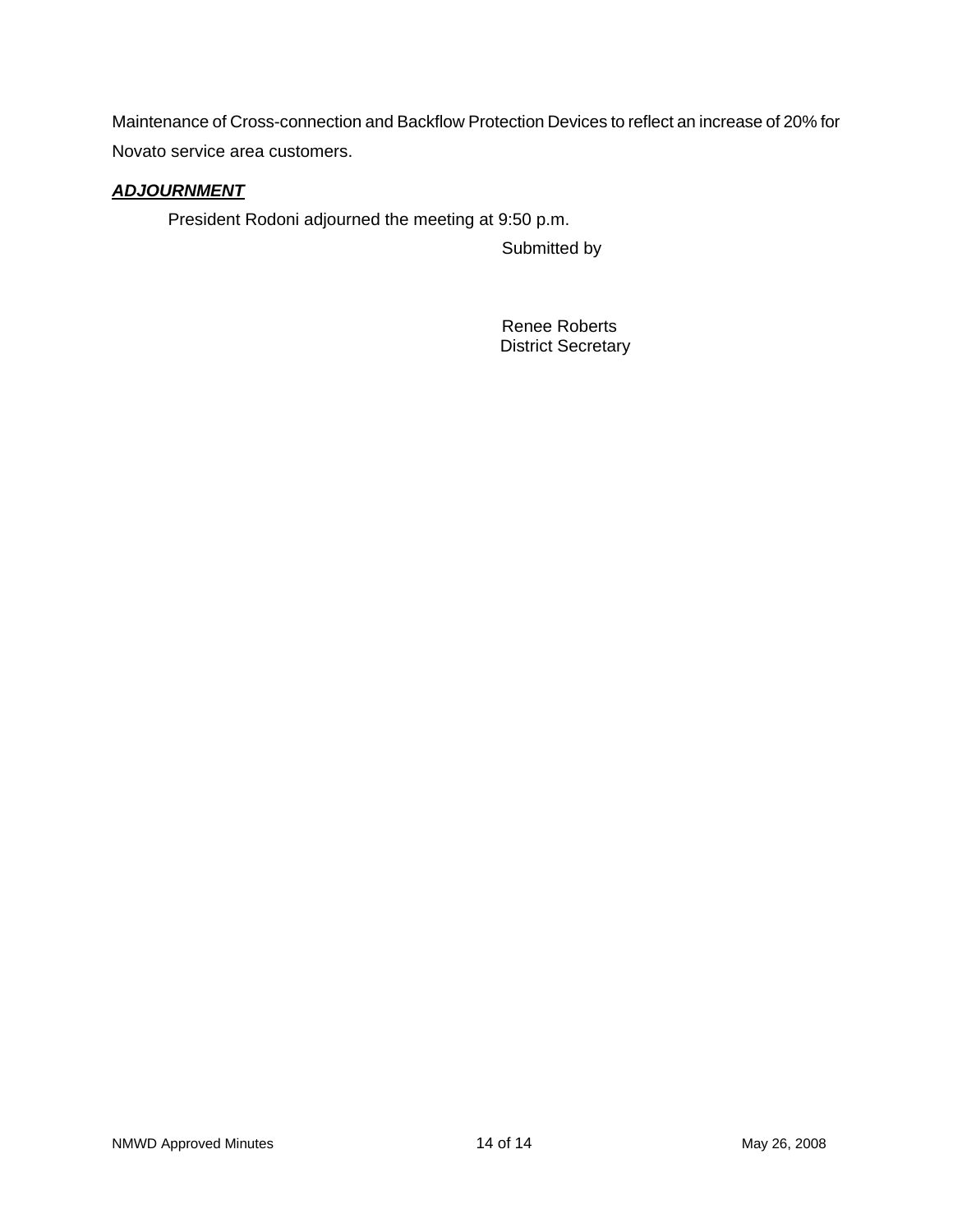Maintenance of Cross-connection and Backflow Protection Devices to reflect an increase of 20% for Novato service area customers.

***ADJOURNMENT***

President Rodoni adjourned the meeting at 9:50 p.m.

Submitted by

Renee Roberts
District Secretary